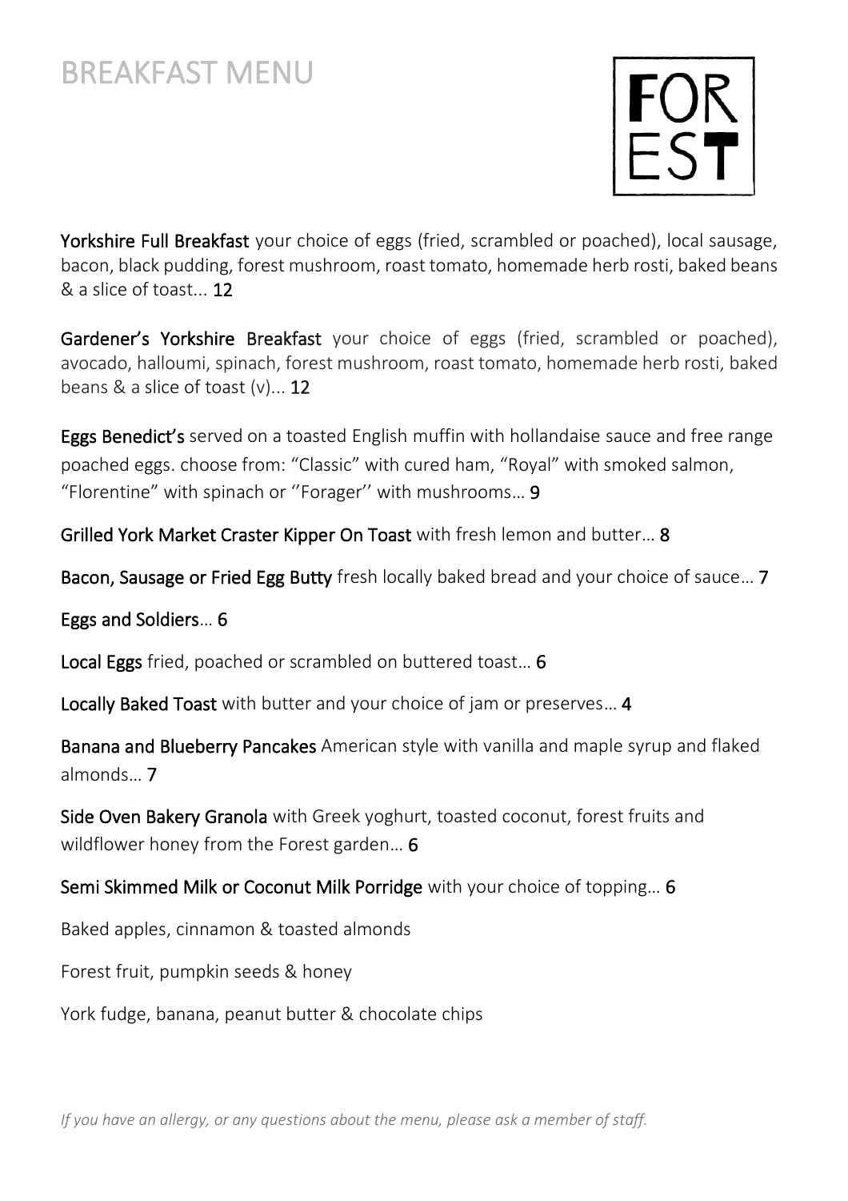# BREAKFAST MENU

FOR
EST

**Yorkshire Full Breakfast** your choice of eggs (fried, scrambled or poached), local sausage, bacon, black pudding, forest mushroom, roast tomato, homemade herb rosti, baked beans & a slice of toast... **12**

**Gardener's Yorkshire Breakfast** your choice of eggs (fried, scrambled or poached), avocado, halloumi, spinach, forest mushroom, roast tomato, homemade herb rosti, baked beans & a slice of toast (v)... **12**

**Eggs Benedict's** served on a toasted English muffin with hollandaise sauce and free range poached eggs. choose from: "Classic" with cured ham, "Royal" with smoked salmon, "Florentine" with spinach or ''Forager'' with mushrooms… **9**

**Grilled York Market Craster Kipper On Toast** with fresh lemon and butter… **8**

**Bacon, Sausage or Fried Egg Butty** fresh locally baked bread and your choice of sauce… **7**

**Eggs and Soldiers**… **6**

**Local Eggs** fried, poached or scrambled on buttered toast… **6**

**Locally Baked Toast** with butter and your choice of jam or preserves… **4**

**Banana and Blueberry Pancakes** American style with vanilla and maple syrup and flaked almonds… **7**

**Side Oven Bakery Granola** with Greek yoghurt, toasted coconut, forest fruits and wildflower honey from the Forest garden… **6**

**Semi Skimmed Milk or Coconut Milk Porridge** with your choice of topping… **6**

Baked apples, cinnamon & toasted almonds

Forest fruit, pumpkin seeds & honey

York fudge, banana, peanut butter & chocolate chips

*If you have an allergy, or any questions about the menu, please ask a member of staff.*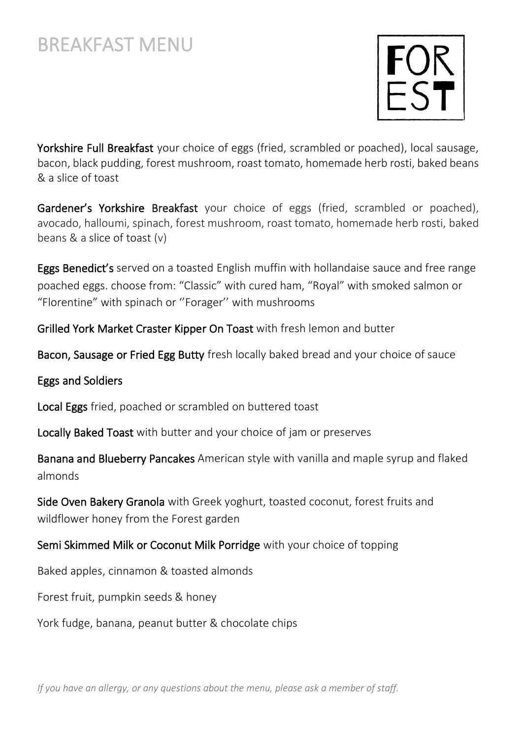# BREAKFAST MENU

FOR
EST

**Yorkshire Full Breakfast** your choice of eggs (fried, scrambled or poached), local sausage, bacon, black pudding, forest mushroom, roast tomato, homemade herb rosti, baked beans & a slice of toast

**Gardener's Yorkshire Breakfast** your choice of eggs (fried, scrambled or poached), avocado, halloumi, spinach, forest mushroom, roast tomato, homemade herb rosti, baked beans & a slice of toast (v)

**Eggs Benedict's** served on a toasted English muffin with hollandaise sauce and free range poached eggs. choose from: "Classic" with cured ham, "Royal" with smoked salmon or "Florentine" with spinach or ''Forager'' with mushrooms

**Grilled York Market Craster Kipper On Toast** with fresh lemon and butter

**Bacon, Sausage or Fried Egg Butty** fresh locally baked bread and your choice of sauce

**Eggs and Soldiers**

**Local Eggs** fried, poached or scrambled on buttered toast

**Locally Baked Toast** with butter and your choice of jam or preserves

**Banana and Blueberry Pancakes** American style with vanilla and maple syrup and flaked almonds

**Side Oven Bakery Granola** with Greek yoghurt, toasted coconut, forest fruits and wildflower honey from the Forest garden

**Semi Skimmed Milk or Coconut Milk Porridge** with your choice of topping

Baked apples, cinnamon & toasted almonds

Forest fruit, pumpkin seeds & honey

York fudge, banana, peanut butter & chocolate chips

*If you have an allergy, or any questions about the menu, please ask a member of staff.*